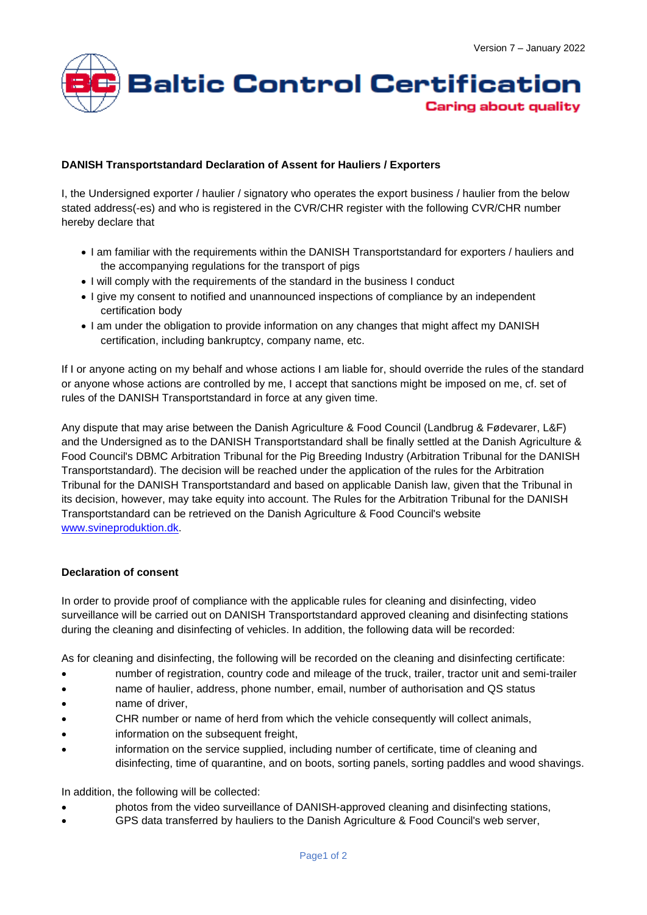Version 7 – January 2022

**Baltic Control Certification**

*Caring about quality*

**DANISH Transportstandard Declaration of Assent for Hauliers / Exporters**

I, the Undersigned exporter / haulier / signatory who operates the export business / haulier from the below stated address(-es) and who is registered in the CVR/CHR register with the following CVR/CHR number hereby declare that

- I am familiar with the requirements within the DANISH Transportstandard for exporters / hauliers and the accompanying regulations for the transport of pigs
- I will comply with the requirements of the standard in the business I conduct
- I give my consent to notified and unannounced inspections of compliance by an independent certification body
- I am under the obligation to provide information on any changes that might affect my DANISH certification, including bankruptcy, company name, etc.

If I or anyone acting on my behalf and whose actions I am liable for, should override the rules of the standard or anyone whose actions are controlled by me, I accept that sanctions might be imposed on me, cf. set of rules of the DANISH Transportstandard in force at any given time.

Any dispute that may arise between the Danish Agriculture & Food Council (Landbrug & Fødevarer, L&F) and the Undersigned as to the DANISH Transportstandard shall be finally settled at the Danish Agriculture & Food Council's DBMC Arbitration Tribunal for the Pig Breeding Industry (Arbitration Tribunal for the DANISH Transportstandard). The decision will be reached under the application of the rules for the Arbitration Tribunal for the DANISH Transportstandard and based on applicable Danish law, given that the Tribunal in its decision, however, may take equity into account. The Rules for the Arbitration Tribunal for the DANISH Transportstandard can be retrieved on the Danish Agriculture & Food Council's website www.svineproduktion.dk.

**Declaration of consent**

In order to provide proof of compliance with the applicable rules for cleaning and disinfecting, video surveillance will be carried out on DANISH Transportstandard approved cleaning and disinfecting stations during the cleaning and disinfecting of vehicles. In addition, the following data will be recorded:

As for cleaning and disinfecting, the following will be recorded on the cleaning and disinfecting certificate:

- number of registration, country code and mileage of the truck, trailer, tractor unit and semi-trailer
- name of haulier, address, phone number, email, number of authorisation and QS status
- name of driver,
- CHR number or name of herd from which the vehicle consequently will collect animals,
- information on the subsequent freight,
- information on the service supplied, including number of certificate, time of cleaning and disinfecting, time of quarantine, and on boots, sorting panels, sorting paddles and wood shavings.

In addition, the following will be collected:

- photos from the video surveillance of DANISH-approved cleaning and disinfecting stations,
- GPS data transferred by hauliers to the Danish Agriculture & Food Council's web server,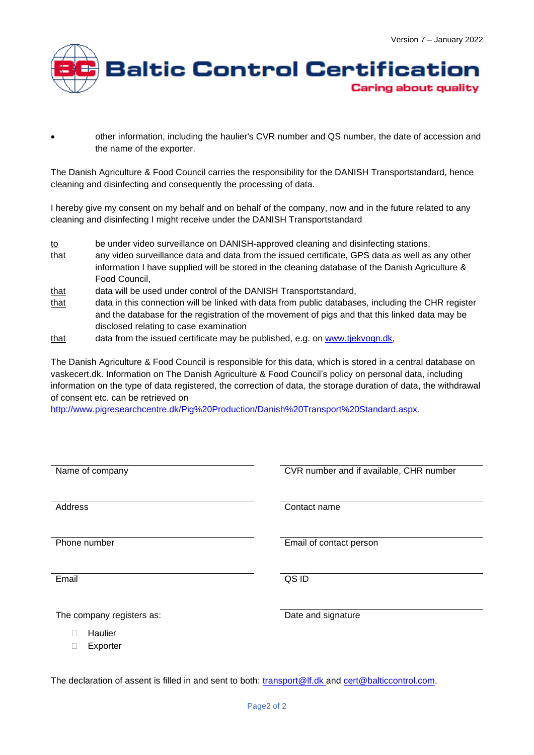- other information, including the haulier's CVR number and QS number, the date of accession and the name of the exporter.

The Danish Agriculture & Food Council carries the responsibility for the DANISH Transportstandard, hence cleaning and disinfecting and consequently the processing of data.

I hereby give my consent on my behalf and on behalf of the company, now and in the future related to any cleaning and disinfecting I might receive under the DANISH Transportstandard

to be under video surveillance on DANISH-approved cleaning and disinfecting stations,

that any video surveillance data and data from the issued certificate, GPS data as well as any other information I have supplied will be stored in the cleaning database of the Danish Agriculture & Food Council,

that data will be used under control of the DANISH Transportstandard,

that data in this connection will be linked with data from public databases, including the CHR register and the database for the registration of the movement of pigs and that this linked data may be disclosed relating to case examination

that data from the issued certificate may be published, e.g. on www.tjekvogn.dk,

The Danish Agriculture & Food Council is responsible for this data, which is stored in a central database on vaskecert.dk. Information on The Danish Agriculture & Food Council's policy on personal data, including information on the type of data registered, the correction of data, the storage duration of data, the withdrawal of consent etc. can be retrieved on http://www.pigresearchcentre.dk/Pig%20Production/Danish%20Transport%20Standard.aspx.

| | |
|---|---|
| Name of company | CVR number and if available, CHR number |
| Address | Contact name |
| Phone number | Email of contact person |
| Email | QS ID |
| The company registers as: | Date and signature |

☐ Haulier
☐ Exporter

The declaration of assent is filled in and sent to both: transport@lf.dk and cert@balticcontrol.com.